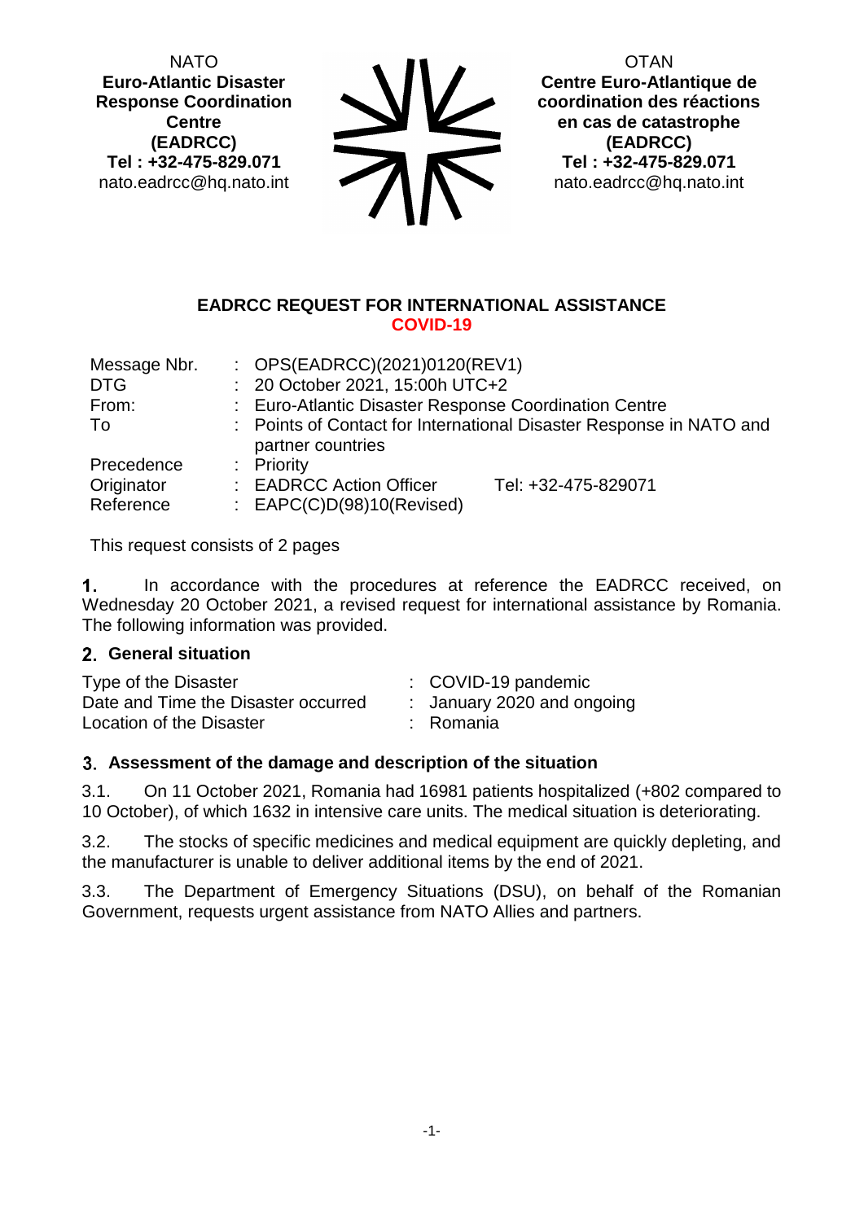NATO
**Euro-Atlantic Disaster Response Coordination Centre (EADRCC)**
**Tel : +32-475-829.071**
nato.eadrcc@hq.nato.int

OTAN
**Centre Euro-Atlantique de coordination des réactions en cas de catastrophe (EADRCC)**
**Tel : +32-475-829.071**
nato.eadrcc@hq.nato.int

## EADRCC REQUEST FOR INTERNATIONAL ASSISTANCE
## COVID-19

| | | | |
|---|---|---|---|
| Message Nbr. | : | OPS(EADRCC)(2021)0120(REV1) | |
| DTG | : | 20 October 2021, 15:00h UTC+2 | |
| From: | : | Euro-Atlantic Disaster Response Coordination Centre | |
| To | : | Points of Contact for International Disaster Response in NATO and partner countries | |
| Precedence | : | Priority | |
| Originator | : | EADRCC Action Officer | Tel: +32-475-829071 |
| Reference | : | EAPC(C)D(98)10(Revised) | |

This request consists of 2 pages

**1.** In accordance with the procedures at reference the EADRCC received, on Wednesday 20 October 2021, a revised request for international assistance by Romania. The following information was provided.

### 2. General situation

| | | |
|---|---|---|
| Type of the Disaster | : | COVID-19 pandemic |
| Date and Time the Disaster occurred | : | January 2020 and ongoing |
| Location of the Disaster | : | Romania |

### 3. Assessment of the damage and description of the situation

3.1. On 11 October 2021, Romania had 16981 patients hospitalized (+802 compared to 10 October), of which 1632 in intensive care units. The medical situation is deteriorating.

3.2. The stocks of specific medicines and medical equipment are quickly depleting, and the manufacturer is unable to deliver additional items by the end of 2021.

3.3. The Department of Emergency Situations (DSU), on behalf of the Romanian Government, requests urgent assistance from NATO Allies and partners.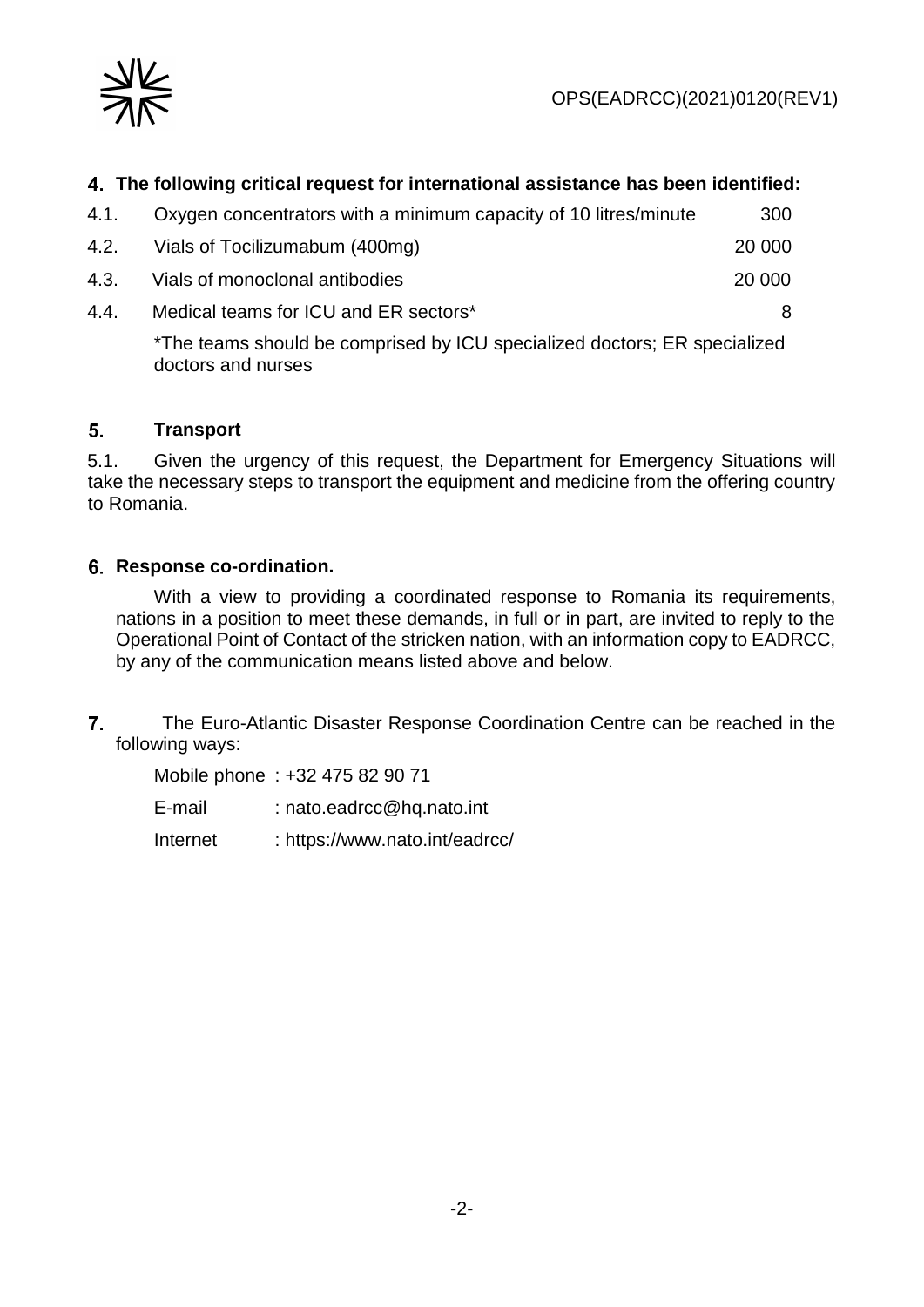## 4. The following critical request for international assistance has been identified:

| | | |
|---|---|---|
| 4.1. | Oxygen concentrators with a minimum capacity of 10 litres/minute | 300 |
| 4.2. | Vials of Tocilizumabum (400mg) | 20 000 |
| 4.3. | Vials of monoclonal antibodies | 20 000 |
| 4.4. | Medical teams for ICU and ER sectors* | 8 |

*The teams should be comprised by ICU specialized doctors; ER specialized doctors and nurses

## 5. Transport

5.1. Given the urgency of this request, the Department for Emergency Situations will take the necessary steps to transport the equipment and medicine from the offering country to Romania.

## 6. Response co-ordination.

With a view to providing a coordinated response to Romania its requirements, nations in a position to meet these demands, in full or in part, are invited to reply to the Operational Point of Contact of the stricken nation, with an information copy to EADRCC, by any of the communication means listed above and below.

**7.** The Euro-Atlantic Disaster Response Coordination Centre can be reached in the following ways:

Mobile phone : +32 475 82 90 71

E-mail : nato.eadrcc@hq.nato.int

Internet : https://www.nato.int/eadrcc/